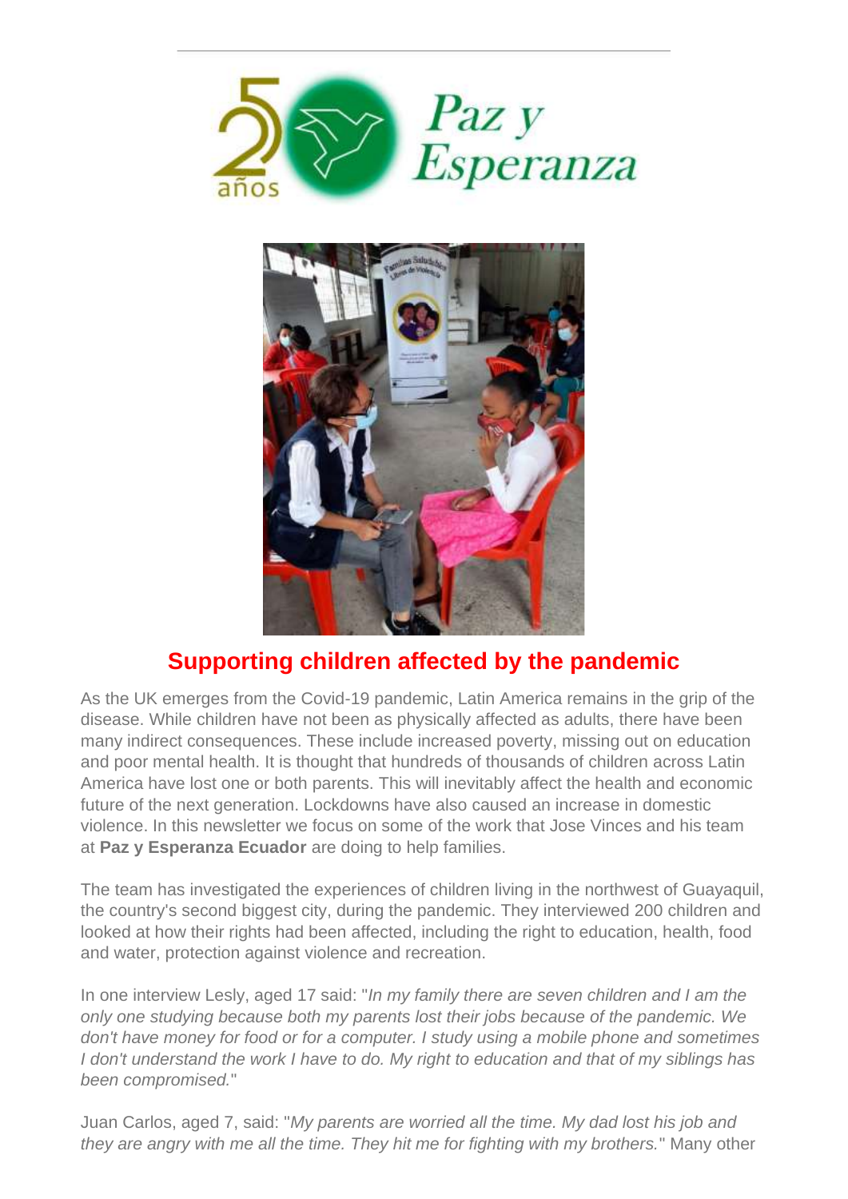## Supporting children affected by the pandemic

As the UK emerges from the Covid-19 pandemic, Latin America remains in the grip of the disease. While children have not been as physically affected as adults, there have been many indirect consequences. These include increased poverty, missing out on education and poor mental health. It is thought that hundreds of thousands of children across Latin America have lost one or both parents. This will inevitably affect the health and economic future of the next generation. Lockdowns have also caused an increase in domestic violence. In this newsletter we focus on some of the work that Jose Vinces and his team at **Paz y Esperanza Ecuador** are doing to help families.

The team has investigated the experiences of children living in the northwest of Guayaquil, the country's second biggest city, during the pandemic. They interviewed 200 children and looked at how their rights had been affected, including the right to education, health, food and water, protection against violence and recreation.

In one interview Lesly, aged 17 said: "*In my family there are seven children and I am the only one studying because both my parents lost their jobs because of the pandemic. We don't have money for food or for a computer. I study using a mobile phone and sometimes I don't understand the work I have to do. My right to education and that of my siblings has been compromised.*"

Juan Carlos, aged 7, said: "*My parents are worried all the time. My dad lost his job and they are angry with me all the time. They hit me for fighting with my brothers.*" Many other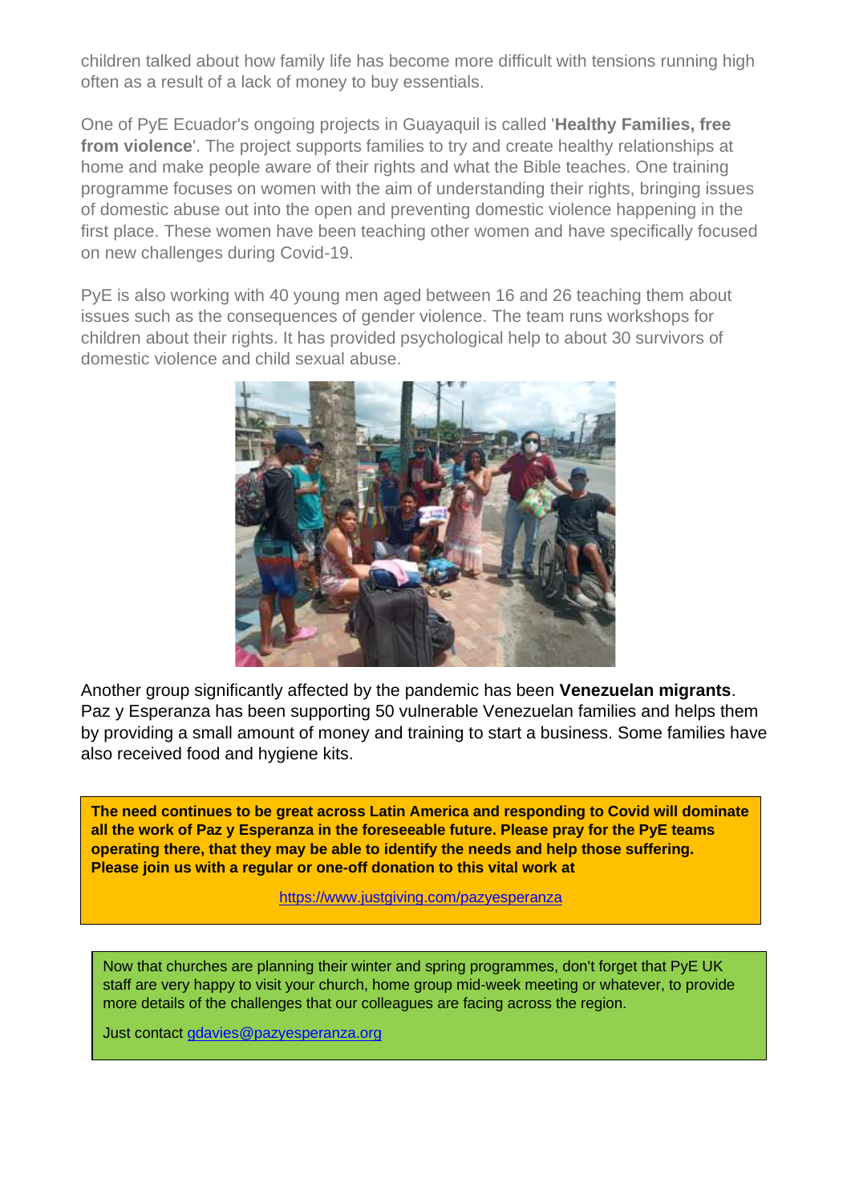children talked about how family life has become more difficult with tensions running high often as a result of a lack of money to buy essentials.

One of PyE Ecuador's ongoing projects in Guayaquil is called '**Healthy Families, free from violence**'. The project supports families to try and create healthy relationships at home and make people aware of their rights and what the Bible teaches. One training programme focuses on women with the aim of understanding their rights, bringing issues of domestic abuse out into the open and preventing domestic violence happening in the first place. These women have been teaching other women and have specifically focused on new challenges during Covid-19.

PyE is also working with 40 young men aged between 16 and 26 teaching them about issues such as the consequences of gender violence. The team runs workshops for children about their rights. It has provided psychological help to about 30 survivors of domestic violence and child sexual abuse.

Another group significantly affected by the pandemic has been **Venezuelan migrants**. Paz y Esperanza has been supporting 50 vulnerable Venezuelan families and helps them by providing a small amount of money and training to start a business. Some families have also received food and hygiene kits.

**The need continues to be great across Latin America and responding to Covid will dominate all the work of Paz y Esperanza in the foreseeable future. Please pray for the PyE teams operating there, that they may be able to identify the needs and help those suffering. Please join us with a regular or one-off donation to this vital work at**

https://www.justgiving.com/pazyesperanza

Now that churches are planning their winter and spring programmes, don't forget that PyE UK staff are very happy to visit your church, home group mid-week meeting or whatever, to provide more details of the challenges that our colleagues are facing across the region.

Just contact gdavies@pazyesperanza.org